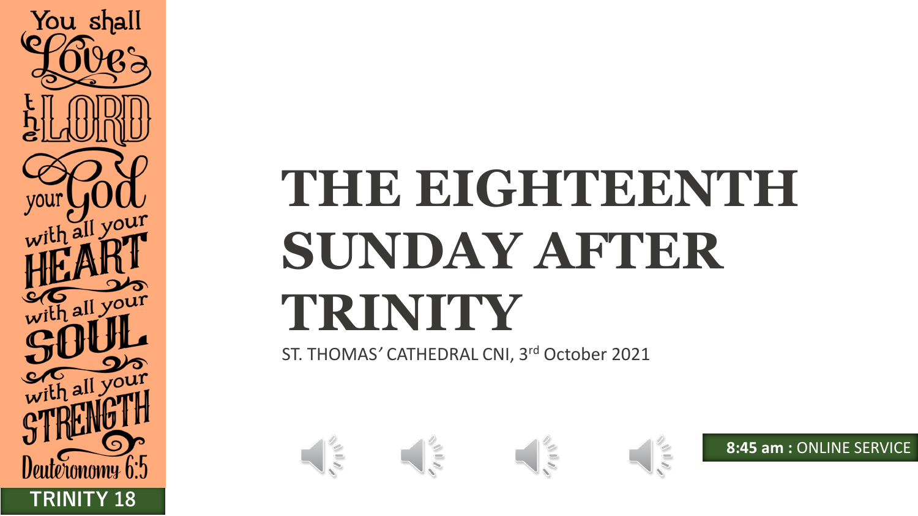You shall Love the LORD your God with all your HEART with all your SOUL with all your STRENGTH

Deuteronomy 6:5

**TRINITY 18**

# THE EIGHTEENTH SUNDAY AFTER TRINITY

ST. THOMAS' CATHEDRAL CNI, 3rd October 2021

**8:45 am :** ONLINE SERVICE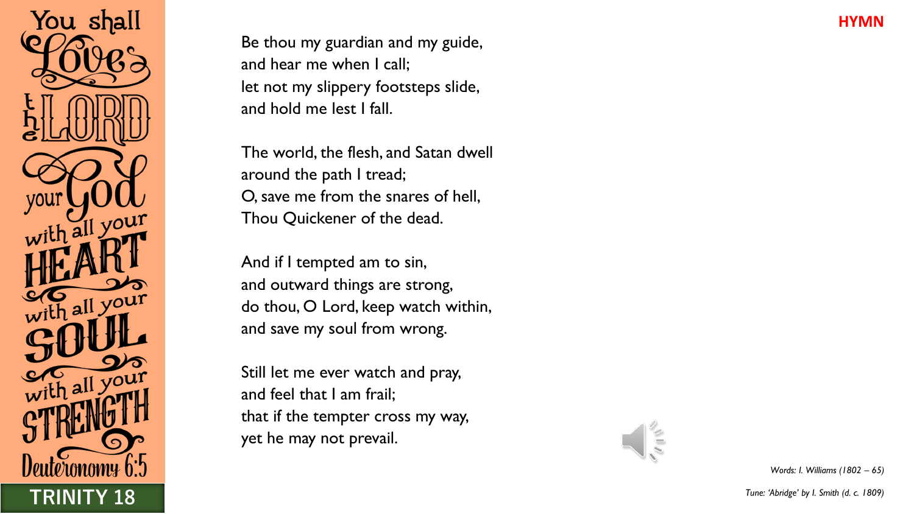**HYMN**

Be thou my guardian and my guide,
and hear me when I call;
let not my slippery footsteps slide,
and hold me lest I fall.

The world, the flesh, and Satan dwell
around the path I tread;
O, save me from the snares of hell,
Thou Quickener of the dead.

And if I tempted am to sin,
and outward things are strong,
do thou, O Lord, keep watch within,
and save my soul from wrong.

Still let me ever watch and pray,
and feel that I am frail;
that if the tempter cross my way,
yet he may not prevail.

*Words: I. Williams (1802 – 65)*

*Tune: 'Abridge' by I. Smith (d. c. 1809)*

You shall Love the LORD your God with all your HEART with all your SOUL with all your STRENGTH Deuteronomy 6:5

**TRINITY 18**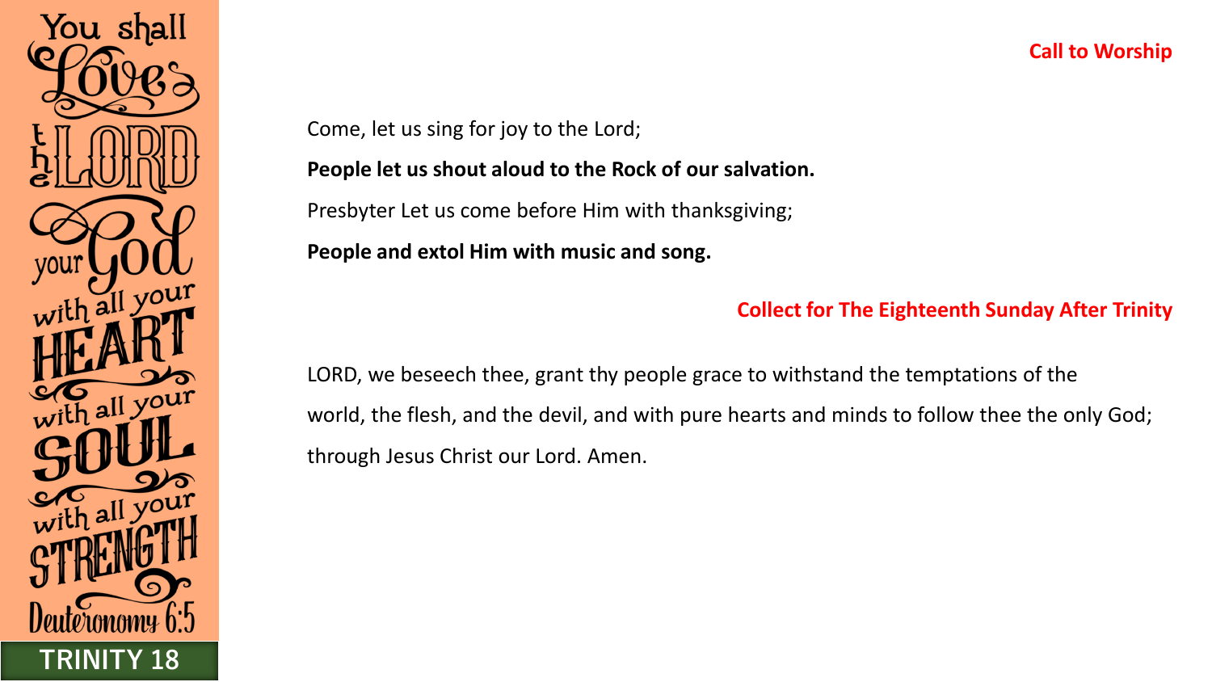You shall Love the LORD your God with all your HEART with all your SOUL with all your STRENGTH

Deuteronomy 6:5

**TRINITY 18**

## Call to Worship

Come, let us sing for joy to the Lord;

**People let us shout aloud to the Rock of our salvation.**

Presbyter Let us come before Him with thanksgiving;

**People and extol Him with music and song.**

## Collect for The Eighteenth Sunday After Trinity

LORD, we beseech thee, grant thy people grace to withstand the temptations of the world, the flesh, and the devil, and with pure hearts and minds to follow thee the only God; through Jesus Christ our Lord. Amen.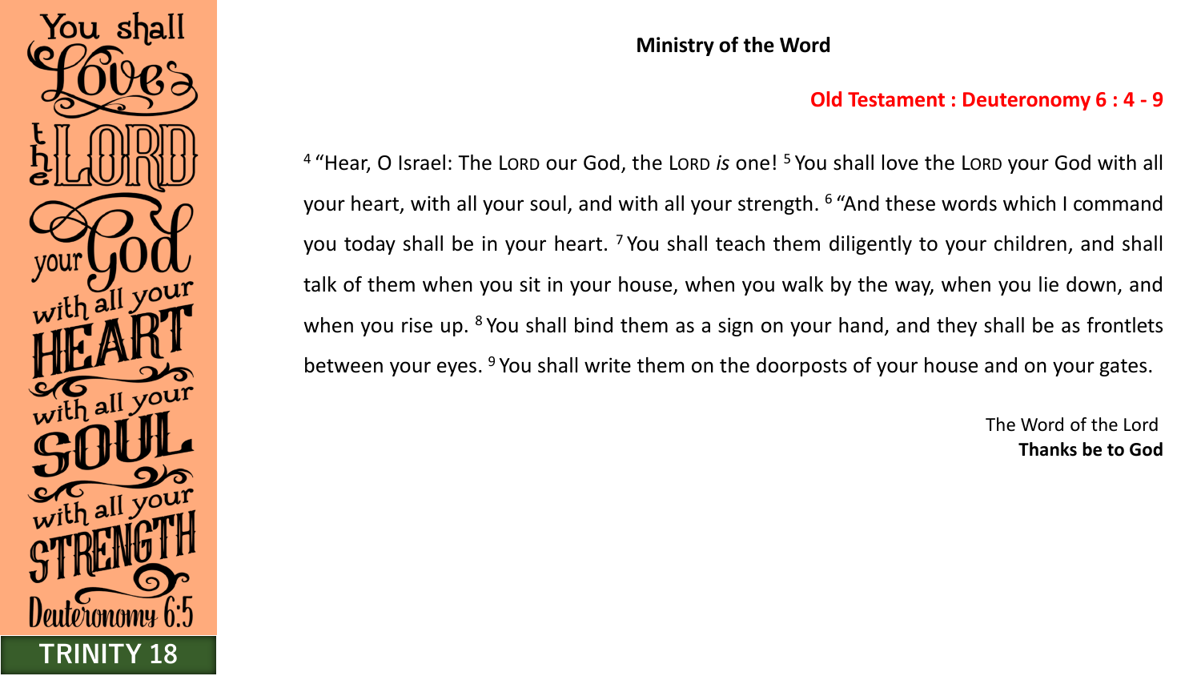**Ministry of the Word**

**Old Testament : Deuteronomy 6 : 4 - 9**

[4] "Hear, O Israel: The LORD our God, the LORD *is* one! [5] You shall love the LORD your God with all your heart, with all your soul, and with all your strength. [6] "And these words which I command you today shall be in your heart. [7] You shall teach them diligently to your children, and shall talk of them when you sit in your house, when you walk by the way, when you lie down, and when you rise up. [8] You shall bind them as a sign on your hand, and they shall be as frontlets between your eyes. [9] You shall write them on the doorposts of your house and on your gates.

The Word of the Lord
**Thanks be to God**

You shall Love the LORD your God with all your HEART with all your SOUL with all your STRENGTH Deuteronomy 6:5

TRINITY 18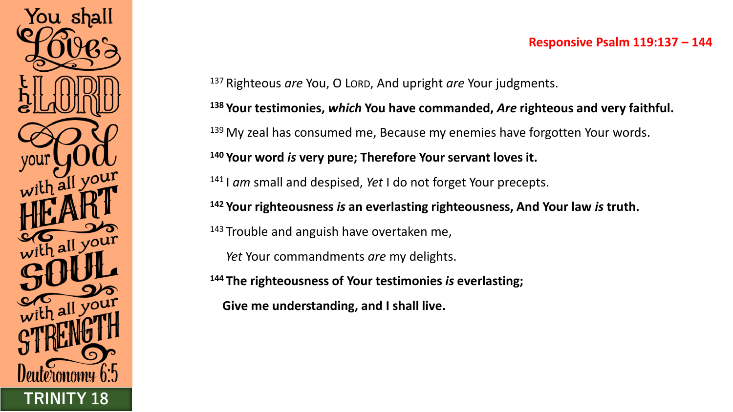You shall Love the LORD your God with all your HEART with all your SOUL with all your STRENGTH

Deuteronomy 6:5

**TRINITY 18**

## Responsive Psalm 119:137 – 144

137 Righteous *are* You, O LORD, And upright *are* Your judgments.

**138 Your testimonies, *which* You have commanded, *Are* righteous and very faithful.**

139 My zeal has consumed me, Because my enemies have forgotten Your words.

**140 Your word *is* very pure; Therefore Your servant loves it.**

141 I *am* small and despised, *Yet* I do not forget Your precepts.

**142 Your righteousness *is* an everlasting righteousness, And Your law *is* truth.**

143 Trouble and anguish have overtaken me,

*Yet* Your commandments *are* my delights.

**144 The righteousness of Your testimonies *is* everlasting;**

**Give me understanding, and I shall live.**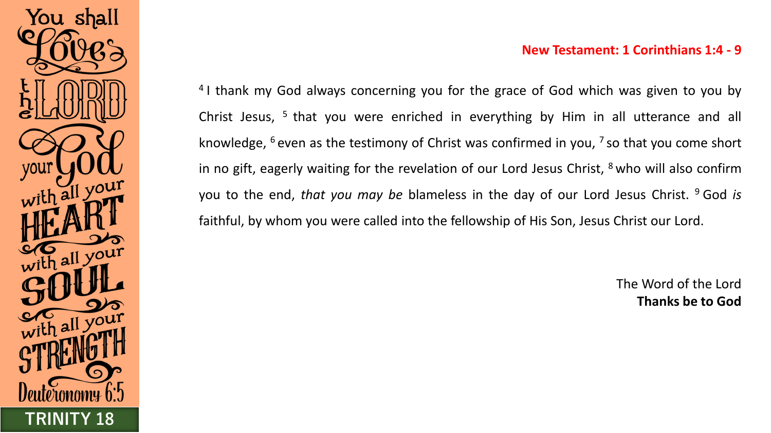You shall Love the LORD your God with all your HEART with all your SOUL with all your STRENGTH Deuteronomy 6:5

**TRINITY 18**

**New Testament: 1 Corinthians 1:4 - 9**

[4] I thank my God always concerning you for the grace of God which was given to you by Christ Jesus, [5] that you were enriched in everything by Him in all utterance and all knowledge, [6] even as the testimony of Christ was confirmed in you, [7] so that you come short in no gift, eagerly waiting for the revelation of our Lord Jesus Christ, [8] who will also confirm you to the end, *that you may be* blameless in the day of our Lord Jesus Christ. [9] God *is* faithful, by whom you were called into the fellowship of His Son, Jesus Christ our Lord.

The Word of the Lord
**Thanks be to God**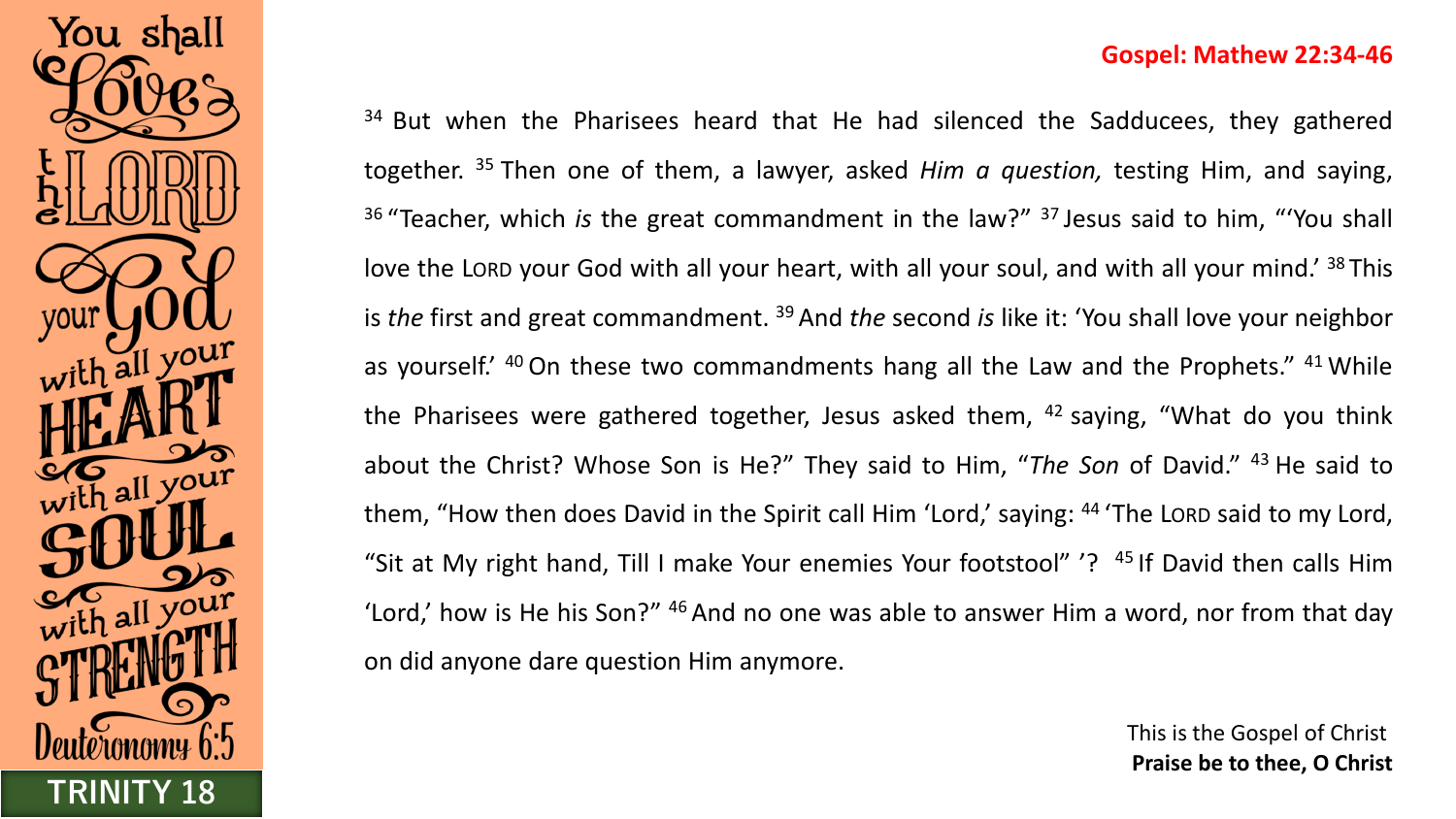You shall Love the LORD your God with all your HEART with all your SOUL with all your STRENGTH Deuteronomy 6:5

**TRINITY 18**

**Gospel: Mathew 22:34-46**

[34] But when the Pharisees heard that He had silenced the Sadducees, they gathered together. [35] Then one of them, a lawyer, asked *Him a question,* testing Him, and saying, [36] "Teacher, which *is* the great commandment in the law?" [37] Jesus said to him, "'You shall love the LORD your God with all your heart, with all your soul, and with all your mind.' [38] This is *the* first and great commandment. [39] And *the* second *is* like it: 'You shall love your neighbor as yourself.' [40] On these two commandments hang all the Law and the Prophets." [41] While the Pharisees were gathered together, Jesus asked them, [42] saying, "What do you think about the Christ? Whose Son is He?" They said to Him, "*The Son* of David." [43] He said to them, "How then does David in the Spirit call Him 'Lord,' saying: [44] 'The LORD said to my Lord, "Sit at My right hand, Till I make Your enemies Your footstool" '? [45] If David then calls Him 'Lord,' how is He his Son?" [46] And no one was able to answer Him a word, nor from that day on did anyone dare question Him anymore.

This is the Gospel of Christ
**Praise be to thee, O Christ**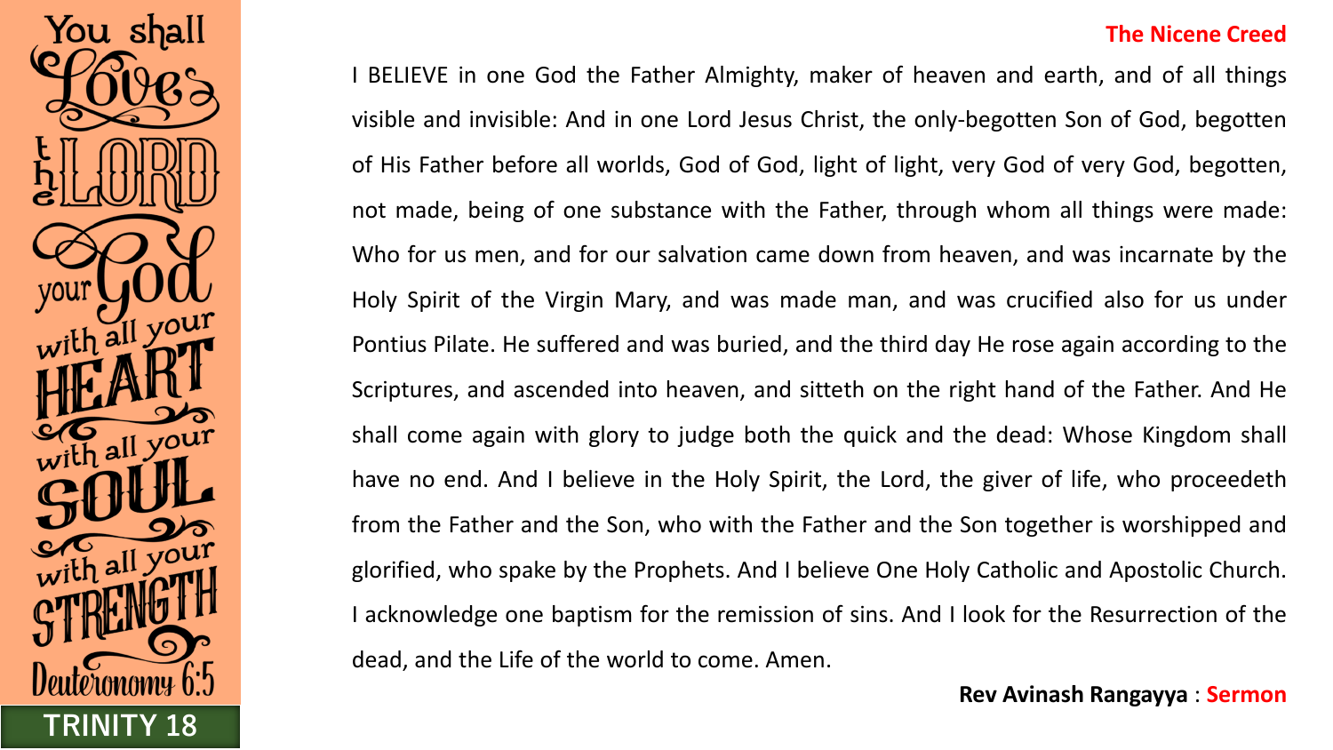You shall Love the LORD your God with all your HEART with all your SOUL with all your STRENGTH

Deuteronomy 6:5

TRINITY 18

## The Nicene Creed

I BELIEVE in one God the Father Almighty, maker of heaven and earth, and of all things visible and invisible: And in one Lord Jesus Christ, the only-begotten Son of God, begotten of His Father before all worlds, God of God, light of light, very God of very God, begotten, not made, being of one substance with the Father, through whom all things were made: Who for us men, and for our salvation came down from heaven, and was incarnate by the Holy Spirit of the Virgin Mary, and was made man, and was crucified also for us under Pontius Pilate. He suffered and was buried, and the third day He rose again according to the Scriptures, and ascended into heaven, and sitteth on the right hand of the Father. And He shall come again with glory to judge both the quick and the dead: Whose Kingdom shall have no end. And I believe in the Holy Spirit, the Lord, the giver of life, who proceedeth from the Father and the Son, who with the Father and the Son together is worshipped and glorified, who spake by the Prophets. And I believe One Holy Catholic and Apostolic Church. I acknowledge one baptism for the remission of sins. And I look for the Resurrection of the dead, and the Life of the world to come. Amen.

**Rev Avinash Rangayya** : **Sermon**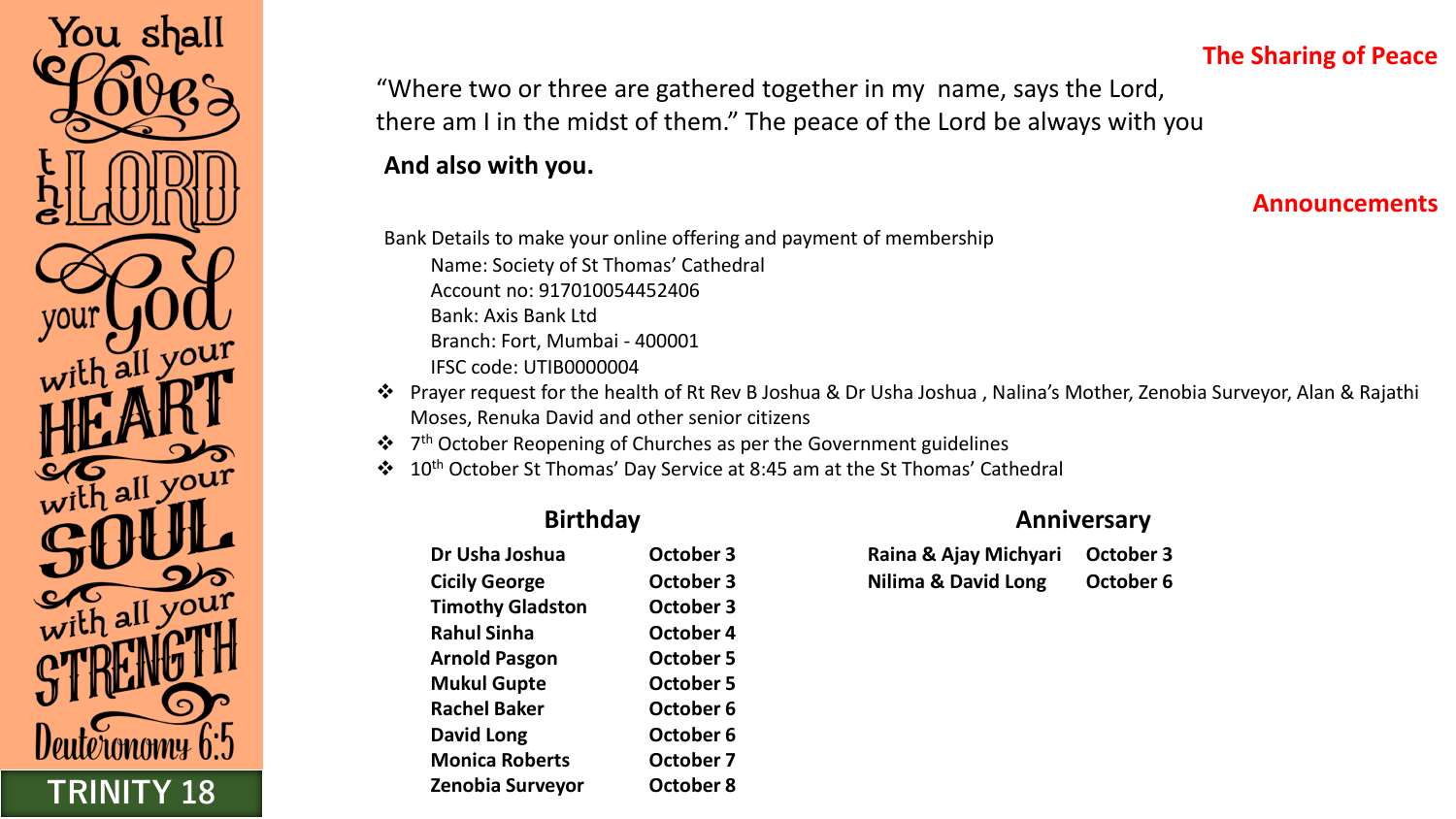You shall Love the LORD your God with all your HEART with all your SOUL with all your STRENGTH Deuteronomy 6:5

**TRINITY 18**

## The Sharing of Peace

"Where two or three are gathered together in my name, says the Lord, there am I in the midst of them." The peace of the Lord be always with you

**And also with you.**

## Announcements

Bank Details to make your online offering and payment of membership

Name: Society of St Thomas' Cathedral
Account no: 917010054452406
Bank: Axis Bank Ltd
Branch: Fort, Mumbai - 400001
IFSC code: UTIB0000004

- Prayer request for the health of Rt Rev B Joshua & Dr Usha Joshua , Nalina's Mother, Zenobia Surveyor, Alan & Rajathi Moses, Renuka David and other senior citizens
- 7th October Reopening of Churches as per the Government guidelines
- 10th October St Thomas' Day Service at 8:45 am at the St Thomas' Cathedral

### Birthday

| Name | Date |
|---|---|
| **Dr Usha Joshua** | **October 3** |
| **Cicily George** | **October 3** |
| **Timothy Gladston** | **October 3** |
| **Rahul Sinha** | **October 4** |
| **Arnold Pasgon** | **October 5** |
| **Mukul Gupte** | **October 5** |
| **Rachel Baker** | **October 6** |
| **David Long** | **October 6** |
| **Monica Roberts** | **October 7** |
| **Zenobia Surveyor** | **October 8** |

### Anniversary

| Name | Date |
|---|---|
| **Raina & Ajay Michyari** | **October 3** |
| **Nilima & David Long** | **October 6** |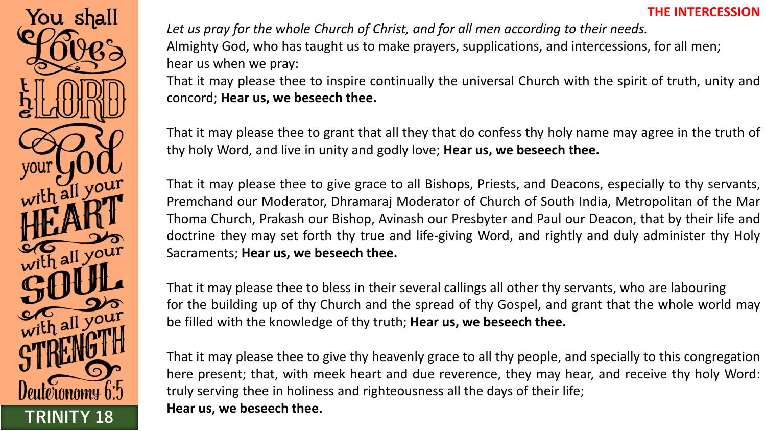## THE INTERCESSION

*Let us pray for the whole Church of Christ, and for all men according to their needs.*

Almighty God, who has taught us to make prayers, supplications, and intercessions, for all men; hear us when we pray:

That it may please thee to inspire continually the universal Church with the spirit of truth, unity and concord; **Hear us, we beseech thee.**

That it may please thee to grant that all they that do confess thy holy name may agree in the truth of thy holy Word, and live in unity and godly love; **Hear us, we beseech thee.**

That it may please thee to give grace to all Bishops, Priests, and Deacons, especially to thy servants, Premchand our Moderator, Dhramaraj Moderator of Church of South India, Metropolitan of the Mar Thoma Church, Prakash our Bishop, Avinash our Presbyter and Paul our Deacon, that by their life and doctrine they may set forth thy true and life-giving Word, and rightly and duly administer thy Holy Sacraments; **Hear us, we beseech thee.**

That it may please thee to bless in their several callings all other thy servants, who are labouring for the building up of thy Church and the spread of thy Gospel, and grant that the whole world may be filled with the knowledge of thy truth; **Hear us, we beseech thee.**

That it may please thee to give thy heavenly grace to all thy people, and specially to this congregation here present; that, with meek heart and due reverence, they may hear, and receive thy holy Word: truly serving thee in holiness and righteousness all the days of their life;
**Hear us, we beseech thee.**

You shall Love the LORD your God with all your HEART with all your SOUL with all your STRENGTH Deuteronomy 6:5

TRINITY 18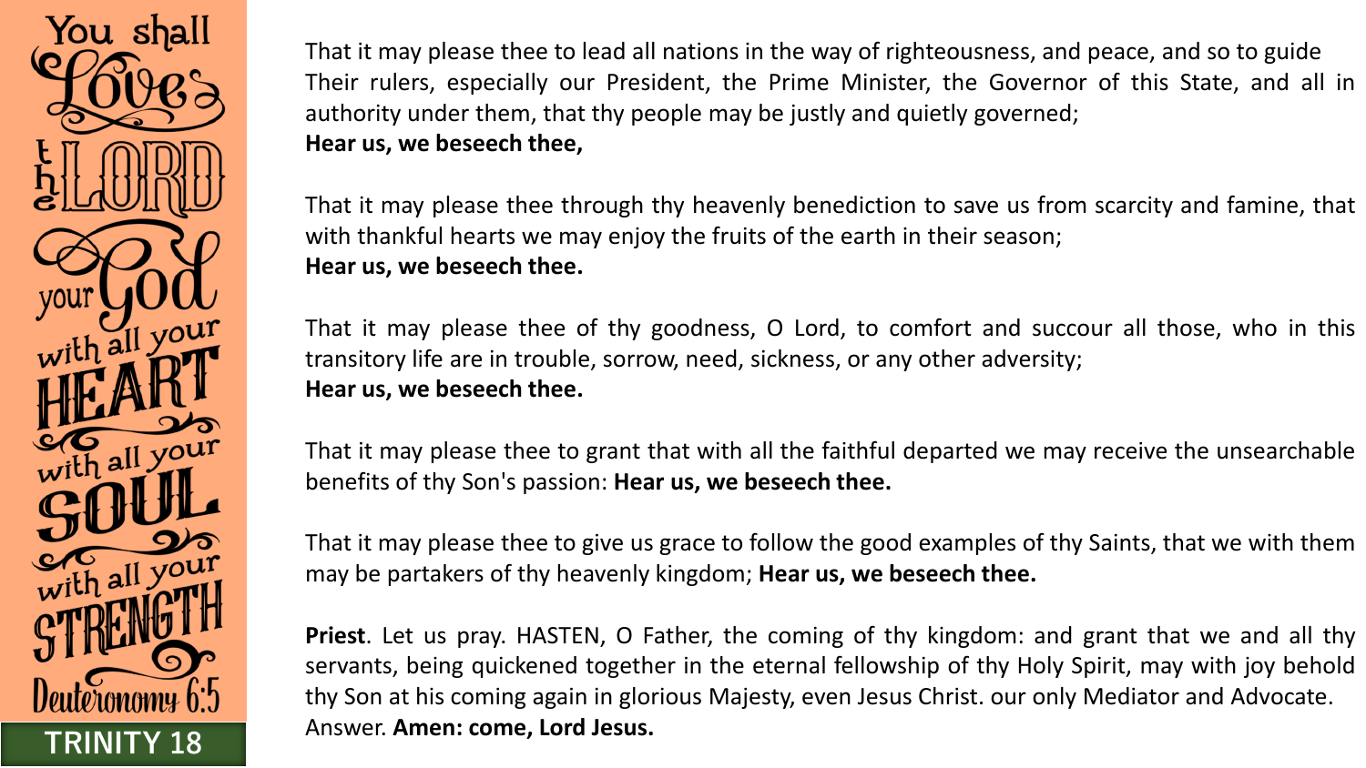You shall Love the LORD your God with all your HEART with all your SOUL with all your STRENGTH Deuteronomy 6:5

TRINITY 18

That it may please thee to lead all nations in the way of righteousness, and peace, and so to guide Their rulers, especially our President, the Prime Minister, the Governor of this State, and all in authority under them, that thy people may be justly and quietly governed;
**Hear us, we beseech thee,**

That it may please thee through thy heavenly benediction to save us from scarcity and famine, that with thankful hearts we may enjoy the fruits of the earth in their season;
**Hear us, we beseech thee.**

That it may please thee of thy goodness, O Lord, to comfort and succour all those, who in this transitory life are in trouble, sorrow, need, sickness, or any other adversity;
**Hear us, we beseech thee.**

That it may please thee to grant that with all the faithful departed we may receive the unsearchable benefits of thy Son's passion: **Hear us, we beseech thee.**

That it may please thee to give us grace to follow the good examples of thy Saints, that we with them may be partakers of thy heavenly kingdom; **Hear us, we beseech thee.**

**Priest**. Let us pray. HASTEN, O Father, the coming of thy kingdom: and grant that we and all thy servants, being quickened together in the eternal fellowship of thy Holy Spirit, may with joy behold thy Son at his coming again in glorious Majesty, even Jesus Christ. our only Mediator and Advocate. Answer. **Amen: come, Lord Jesus.**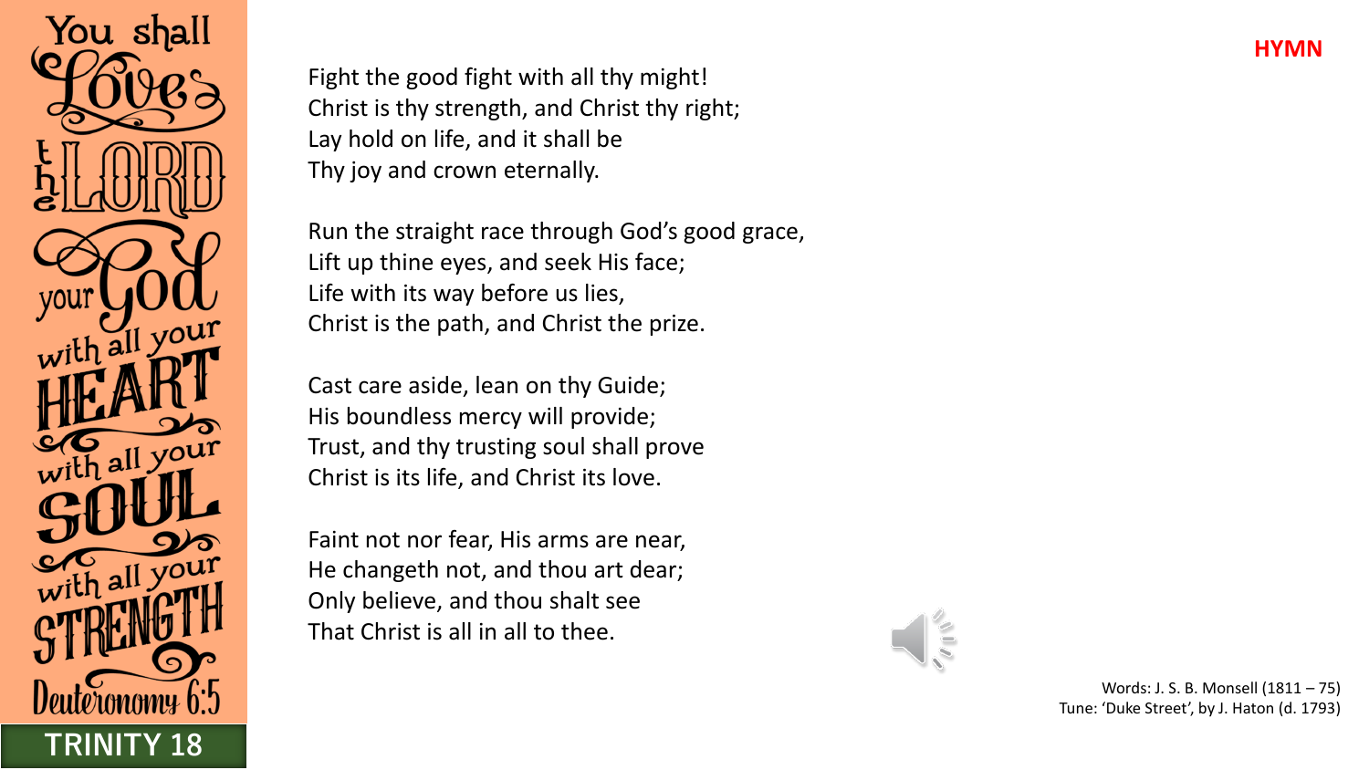# HYMN

Fight the good fight with all thy might!
Christ is thy strength, and Christ thy right;
Lay hold on life, and it shall be
Thy joy and crown eternally.

Run the straight race through God's good grace,
Lift up thine eyes, and seek His face;
Life with its way before us lies,
Christ is the path, and Christ the prize.

Cast care aside, lean on thy Guide;
His boundless mercy will provide;
Trust, and thy trusting soul shall prove
Christ is its life, and Christ its love.

Faint not nor fear, His arms are near,
He changeth not, and thou art dear;
Only believe, and thou shalt see
That Christ is all in all to thee.

Words: J. S. B. Monsell (1811 – 75)
Tune: 'Duke Street', by J. Haton (d. 1793)

You shall Love the LORD your God with all your HEART with all your SOUL with all your STRENGTH Deuteronomy 6:5

TRINITY 18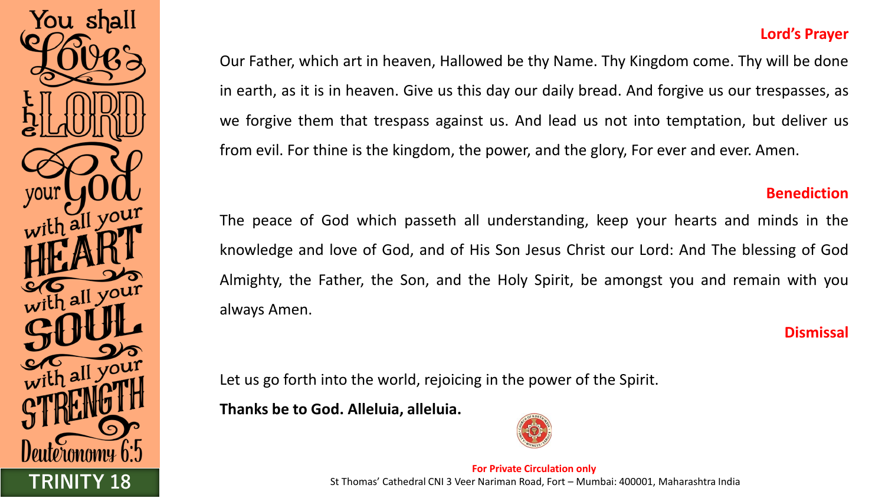You shall Love the LORD your God with all your HEART with all your SOUL with all your STRENGTH Deuteronomy 6:5

**TRINITY 18**

## Lord's Prayer

Our Father, which art in heaven, Hallowed be thy Name. Thy Kingdom come. Thy will be done in earth, as it is in heaven. Give us this day our daily bread. And forgive us our trespasses, as we forgive them that trespass against us. And lead us not into temptation, but deliver us from evil. For thine is the kingdom, the power, and the glory, For ever and ever. Amen.

## Benediction

The peace of God which passeth all understanding, keep your hearts and minds in the knowledge and love of God, and of His Son Jesus Christ our Lord: And The blessing of God Almighty, the Father, the Son, and the Holy Spirit, be amongst you and remain with you always Amen.

## Dismissal

Let us go forth into the world, rejoicing in the power of the Spirit.

**Thanks be to God. Alleluia, alleluia.**

**For Private Circulation only**

St Thomas' Cathedral CNI 3 Veer Nariman Road, Fort – Mumbai: 400001, Maharashtra India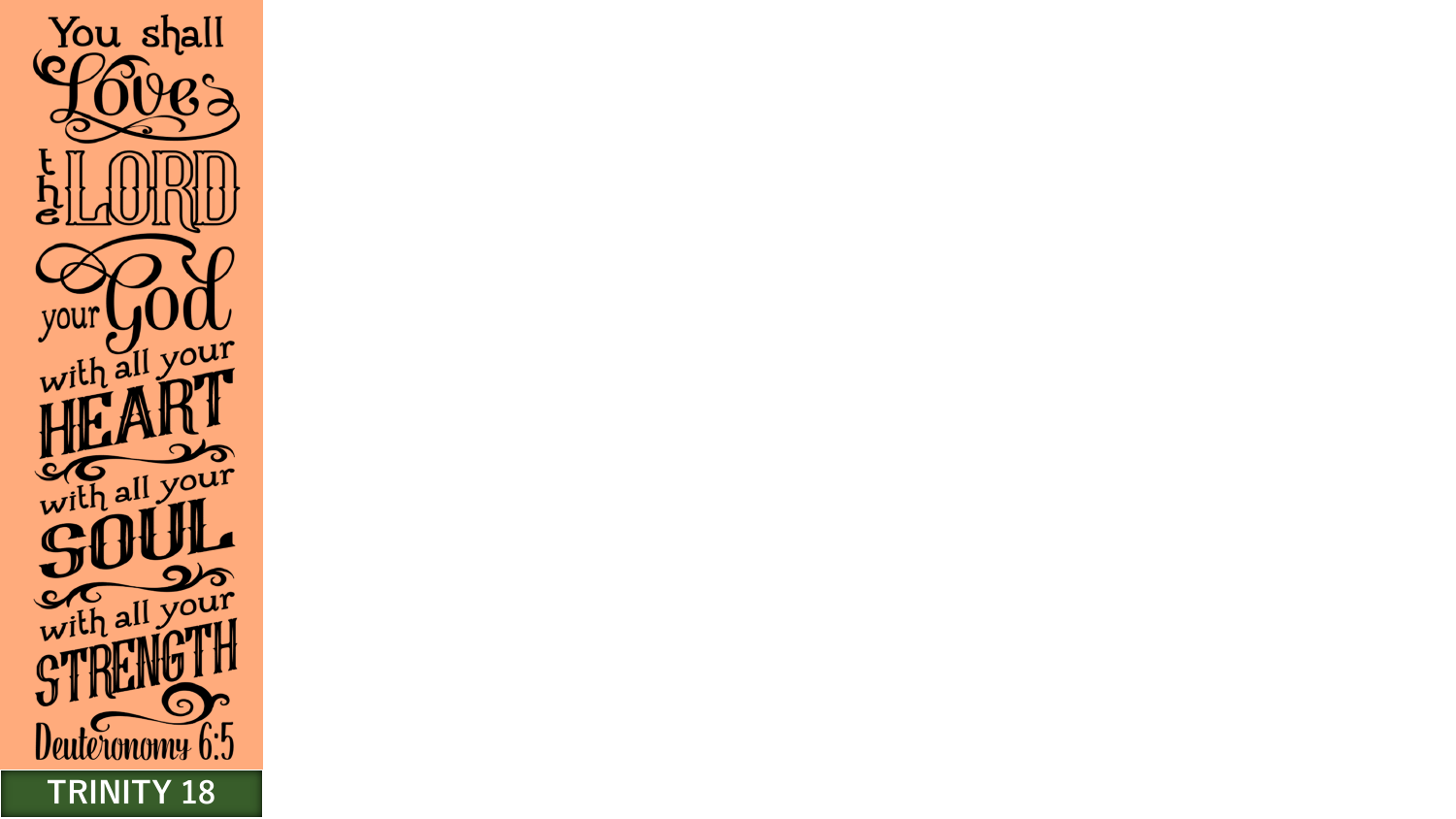You shall Love the LORD your God with all your HEART with all your SOUL with all your STRENGTH

Deuteronomy 6:5

TRINITY 18